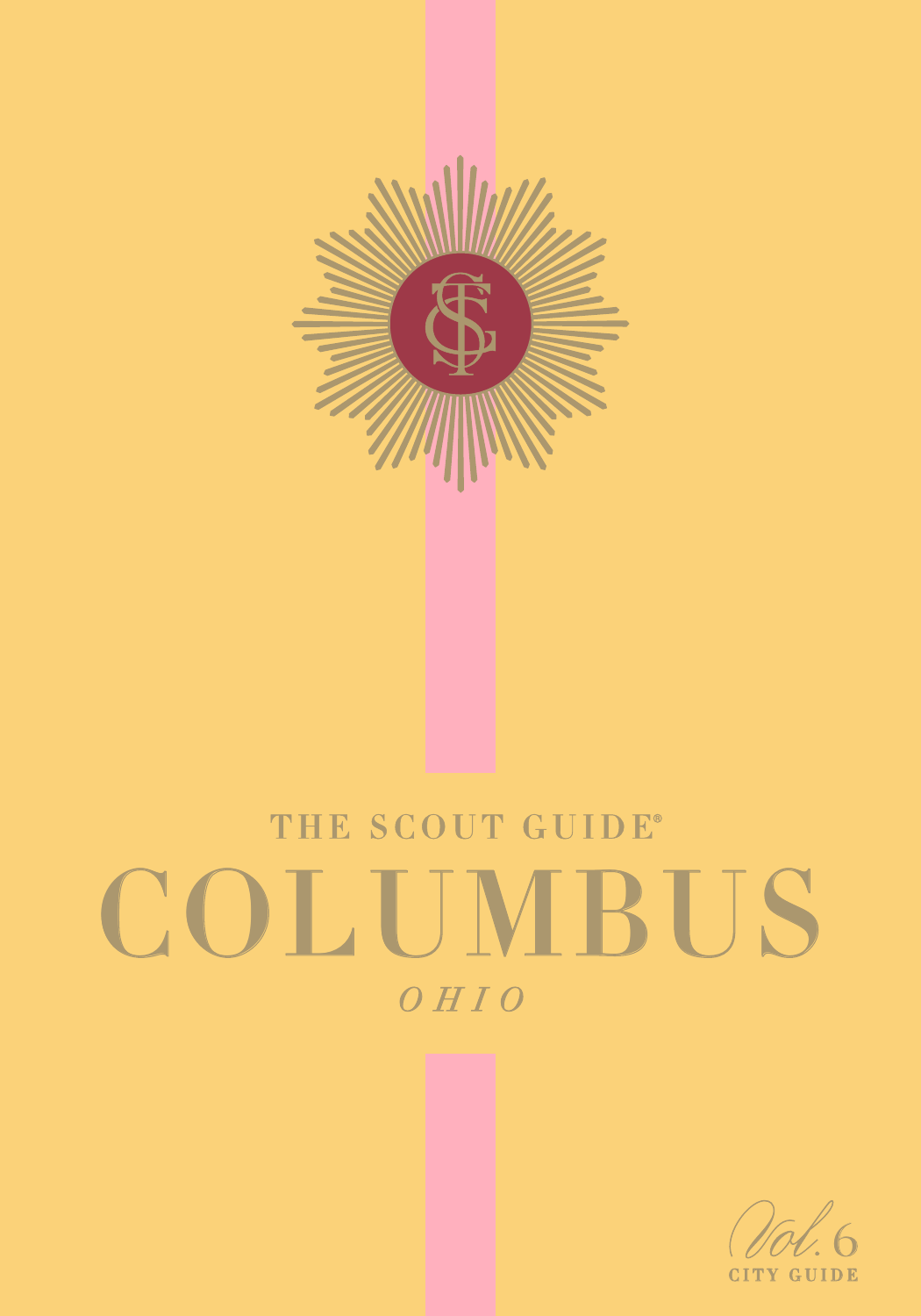THE SCOUT GUIDE®

# COLUMBUS

*OHIO*

*Vol. 6*

CITY GUIDE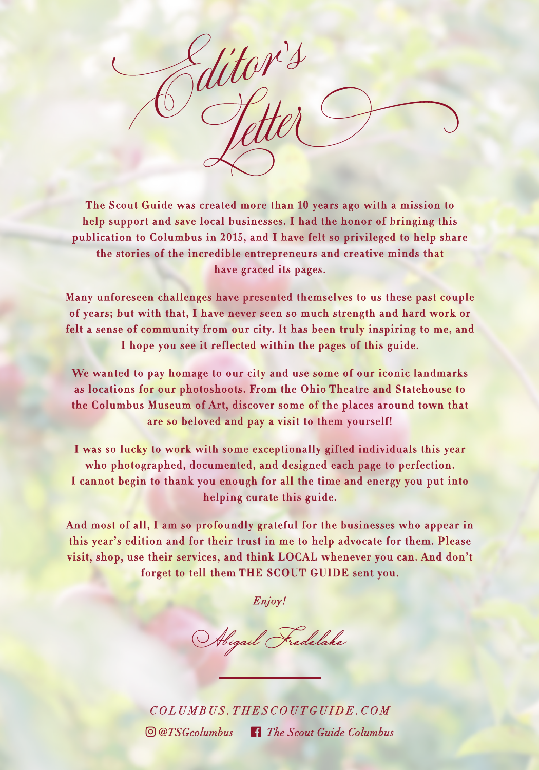# Editor's Letter

The Scout Guide was created more than 10 years ago with a mission to help support and save local businesses. I had the honor of bringing this publication to Columbus in 2015, and I have felt so privileged to help share the stories of the incredible entrepreneurs and creative minds that have graced its pages.

Many unforeseen challenges have presented themselves to us these past couple of years; but with that, I have never seen so much strength and hard work or felt a sense of community from our city. It has been truly inspiring to me, and I hope you see it reflected within the pages of this guide.

We wanted to pay homage to our city and use some of our iconic landmarks as locations for our photoshoots. From the Ohio Theatre and Statehouse to the Columbus Museum of Art, discover some of the places around town that are so beloved and pay a visit to them yourself!

I was so lucky to work with some exceptionally gifted individuals this year who photographed, documented, and designed each page to perfection. I cannot begin to thank you enough for all the time and energy you put into helping curate this guide.

And most of all, I am so profoundly grateful for the businesses who appear in this year's edition and for their trust in me to help advocate for them. Please visit, shop, use their services, and think LOCAL whenever you can. And don't forget to tell them THE SCOUT GUIDE sent you.

*Enjoy!*

*Abigail Fredelake*

---

*COLUMBUS.THESCOUTGUIDE.COM*

*@TSGcolumbus* *The Scout Guide Columbus*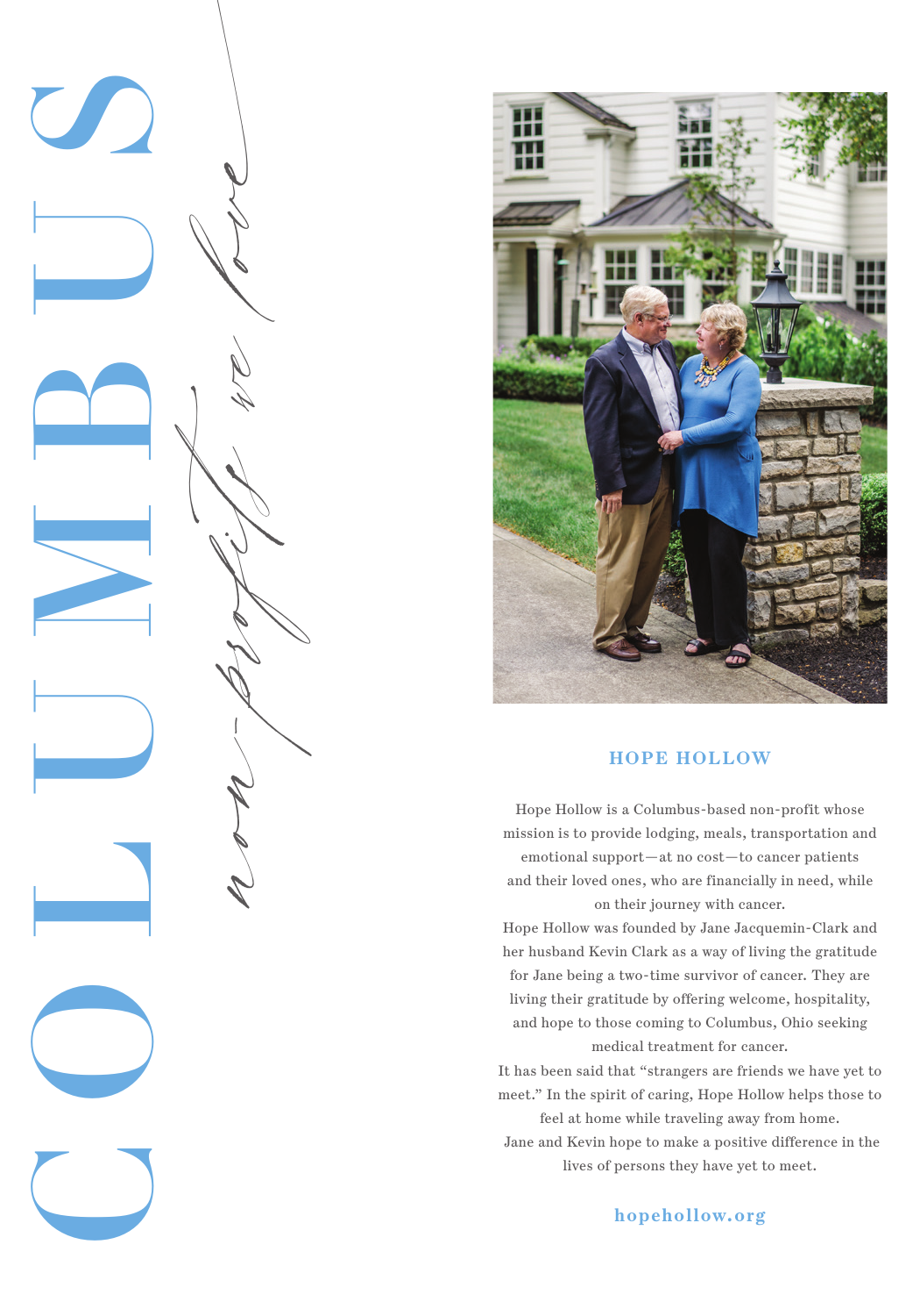# COLUMBUS

*non-profit we love*

## HOPE HOLLOW

Hope Hollow is a Columbus-based non-profit whose mission is to provide lodging, meals, transportation and emotional support—at no cost—to cancer patients and their loved ones, who are financially in need, while on their journey with cancer.

Hope Hollow was founded by Jane Jacquemin-Clark and her husband Kevin Clark as a way of living the gratitude for Jane being a two-time survivor of cancer. They are living their gratitude by offering welcome, hospitality, and hope to those coming to Columbus, Ohio seeking medical treatment for cancer.

It has been said that "strangers are friends we have yet to meet." In the spirit of caring, Hope Hollow helps those to feel at home while traveling away from home.

Jane and Kevin hope to make a positive difference in the lives of persons they have yet to meet.

**hopehollow.org**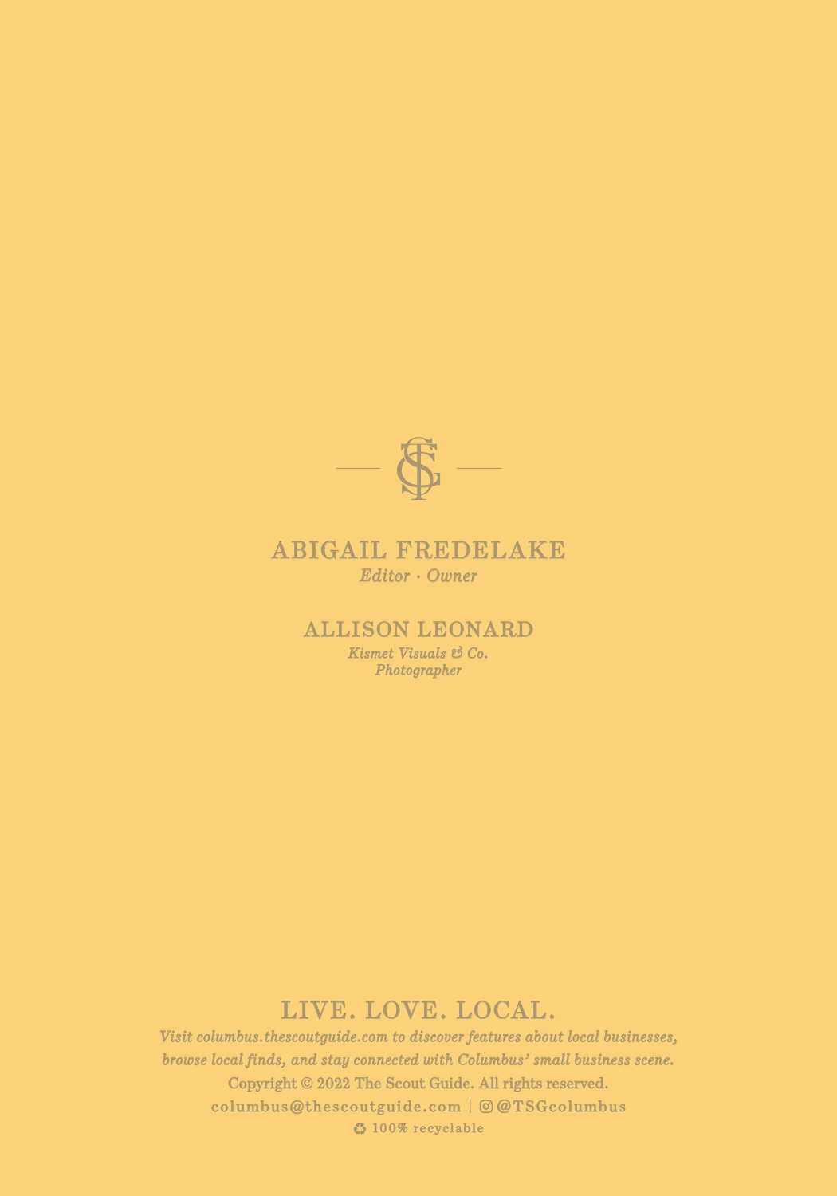ABIGAIL FREDELAKE

*Editor · Owner*

ALLISON LEONARD

*Kismet Visuals & Co.*
*Photographer*

## LIVE. LOVE. LOCAL.

*Visit columbus.thescoutguide.com to discover features about local businesses, browse local finds, and stay connected with Columbus' small business scene.*

Copyright © 2022 The Scout Guide. All rights reserved.

columbus@thescoutguide.com | @TSGcolumbus

♻ 100% recyclable